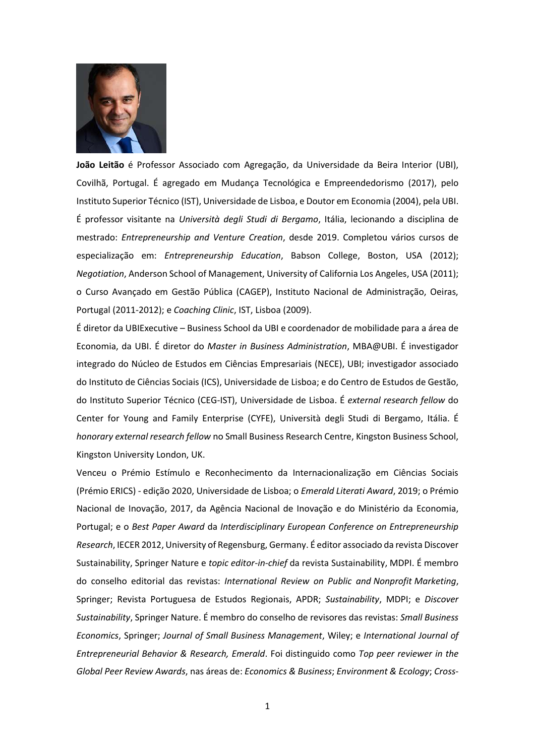**João Leitão** é Professor Associado com Agregação, da Universidade da Beira Interior (UBI), Covilhã, Portugal. É agregado em Mudança Tecnológica e Empreendedorismo (2017), pelo Instituto Superior Técnico (IST), Universidade de Lisboa, e Doutor em Economia (2004), pela UBI. É professor visitante na *Università degli Studi di Bergamo*, Itália, lecionando a disciplina de mestrado: *Entrepreneurship and Venture Creation*, desde 2019. Completou vários cursos de especialização em: *Entrepreneurship Education*, Babson College, Boston, USA (2012); *Negotiation*, Anderson School of Management, University of California Los Angeles, USA (2011); o Curso Avançado em Gestão Pública (CAGEP), Instituto Nacional de Administração, Oeiras, Portugal (2011-2012); e *Coaching Clinic*, IST, Lisboa (2009).

É diretor da UBIExecutive – Business School da UBI e coordenador de mobilidade para a área de Economia, da UBI. É diretor do *Master in Business Administration*, MBA@UBI. É investigador integrado do Núcleo de Estudos em Ciências Empresariais (NECE), UBI; investigador associado do Instituto de Ciências Sociais (ICS), Universidade de Lisboa; e do Centro de Estudos de Gestão, do Instituto Superior Técnico (CEG-IST), Universidade de Lisboa. É *external research fellow* do Center for Young and Family Enterprise (CYFE), Università degli Studi di Bergamo, Itália. É *honorary external research fellow* no Small Business Research Centre, Kingston Business School, Kingston University London, UK.

Venceu o Prémio Estímulo e Reconhecimento da Internacionalização em Ciências Sociais (Prémio ERICS) - edição 2020, Universidade de Lisboa; o *Emerald Literati Award*, 2019; o Prémio Nacional de Inovação, 2017, da Agência Nacional de Inovação e do Ministério da Economia, Portugal; e o *Best Paper Award* da *Interdisciplinary European Conference on Entrepreneurship Research*, IECER 2012, University of Regensburg, Germany. É editor associado da revista Discover Sustainability, Springer Nature e *topic editor-in-chief* da revista Sustainability, MDPI. É membro do conselho editorial das revistas: *International Review on Public and Nonprofit Marketing*, Springer; Revista Portuguesa de Estudos Regionais, APDR; *Sustainability*, MDPI; e *Discover Sustainability*, Springer Nature. É membro do conselho de revisores das revistas: *Small Business Economics*, Springer; *Journal of Small Business Management*, Wiley; e *International Journal of Entrepreneurial Behavior & Research, Emerald*. Foi distinguido como *Top peer reviewer in the Global Peer Review Awards*, nas áreas de: *Economics & Business*; *Environment & Ecology*; *Cross-*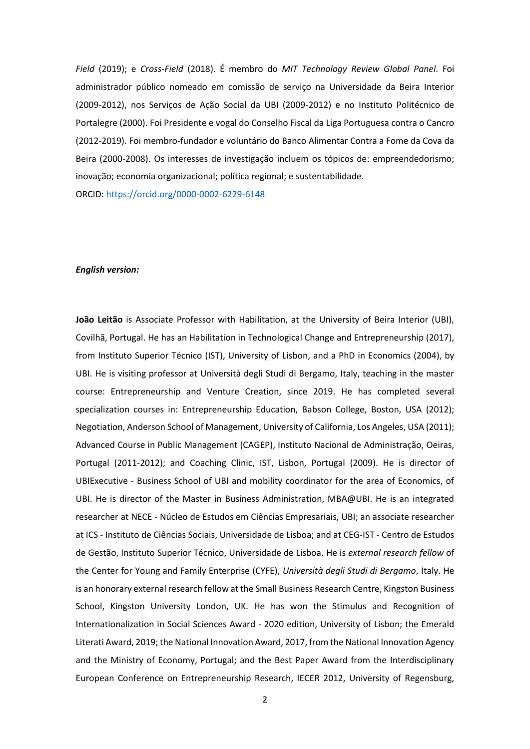*Field* (2019); e *Cross-Field* (2018). É membro do *MIT Technology Review Global Panel*. Foi administrador público nomeado em comissão de serviço na Universidade da Beira Interior (2009-2012), nos Serviços de Ação Social da UBI (2009-2012) e no Instituto Politécnico de Portalegre (2000). Foi Presidente e vogal do Conselho Fiscal da Liga Portuguesa contra o Cancro (2012-2019). Foi membro-fundador e voluntário do Banco Alimentar Contra a Fome da Cova da Beira (2000-2008). Os interesses de investigação incluem os tópicos de: empreendedorismo; inovação; economia organizacional; política regional; e sustentabilidade.

ORCID: https://orcid.org/0000-0002-6229-6148

***English version:***

**João Leitão** is Associate Professor with Habilitation, at the University of Beira Interior (UBI), Covilhã, Portugal. He has an Habilitation in Technological Change and Entrepreneurship (2017), from Instituto Superior Técnico (IST), University of Lisbon, and a PhD in Economics (2004), by UBI. He is visiting professor at Università degli Studi di Bergamo, Italy, teaching in the master course: Entrepreneurship and Venture Creation, since 2019. He has completed several specialization courses in: Entrepreneurship Education, Babson College, Boston, USA (2012); Negotiation, Anderson School of Management, University of California, Los Angeles, USA (2011); Advanced Course in Public Management (CAGEP), Instituto Nacional de Administração, Oeiras, Portugal (2011-2012); and Coaching Clinic, IST, Lisbon, Portugal (2009). He is director of UBIExecutive - Business School of UBI and mobility coordinator for the area of Economics, of UBI. He is director of the Master in Business Administration, MBA@UBI. He is an integrated researcher at NECE - Núcleo de Estudos em Ciências Empresariais, UBI; an associate researcher at ICS - Instituto de Ciências Sociais, Universidade de Lisboa; and at CEG-IST - Centro de Estudos de Gestão, Instituto Superior Técnico, Universidade de Lisboa. He is *external research fellow* of the Center for Young and Family Enterprise (CYFE), *Università degli Studi di Bergamo*, Italy. He is an honorary external research fellow at the Small Business Research Centre, Kingston Business School, Kingston University London, UK. He has won the Stimulus and Recognition of Internationalization in Social Sciences Award - 2020 edition, University of Lisbon; the Emerald Literati Award, 2019; the National Innovation Award, 2017, from the National Innovation Agency and the Ministry of Economy, Portugal; and the Best Paper Award from the Interdisciplinary European Conference on Entrepreneurship Research, IECER 2012, University of Regensburg,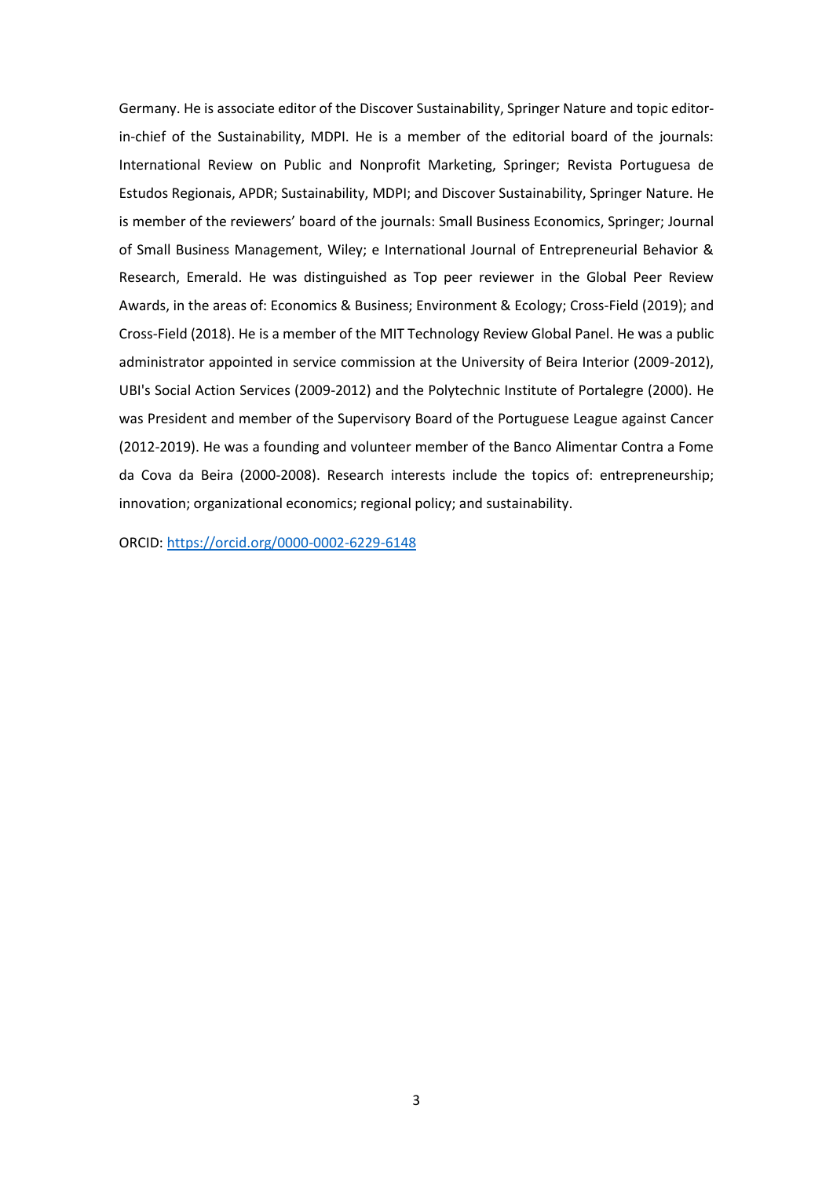Germany. He is associate editor of the Discover Sustainability, Springer Nature and topic editor-in-chief of the Sustainability, MDPI. He is a member of the editorial board of the journals: International Review on Public and Nonprofit Marketing, Springer; Revista Portuguesa de Estudos Regionais, APDR; Sustainability, MDPI; and Discover Sustainability, Springer Nature. He is member of the reviewers' board of the journals: Small Business Economics, Springer; Journal of Small Business Management, Wiley; e International Journal of Entrepreneurial Behavior & Research, Emerald. He was distinguished as Top peer reviewer in the Global Peer Review Awards, in the areas of: Economics & Business; Environment & Ecology; Cross-Field (2019); and Cross-Field (2018). He is a member of the MIT Technology Review Global Panel. He was a public administrator appointed in service commission at the University of Beira Interior (2009-2012), UBI's Social Action Services (2009-2012) and the Polytechnic Institute of Portalegre (2000). He was President and member of the Supervisory Board of the Portuguese League against Cancer (2012-2019). He was a founding and volunteer member of the Banco Alimentar Contra a Fome da Cova da Beira (2000-2008). Research interests include the topics of: entrepreneurship; innovation; organizational economics; regional policy; and sustainability.

ORCID: https://orcid.org/0000-0002-6229-6148